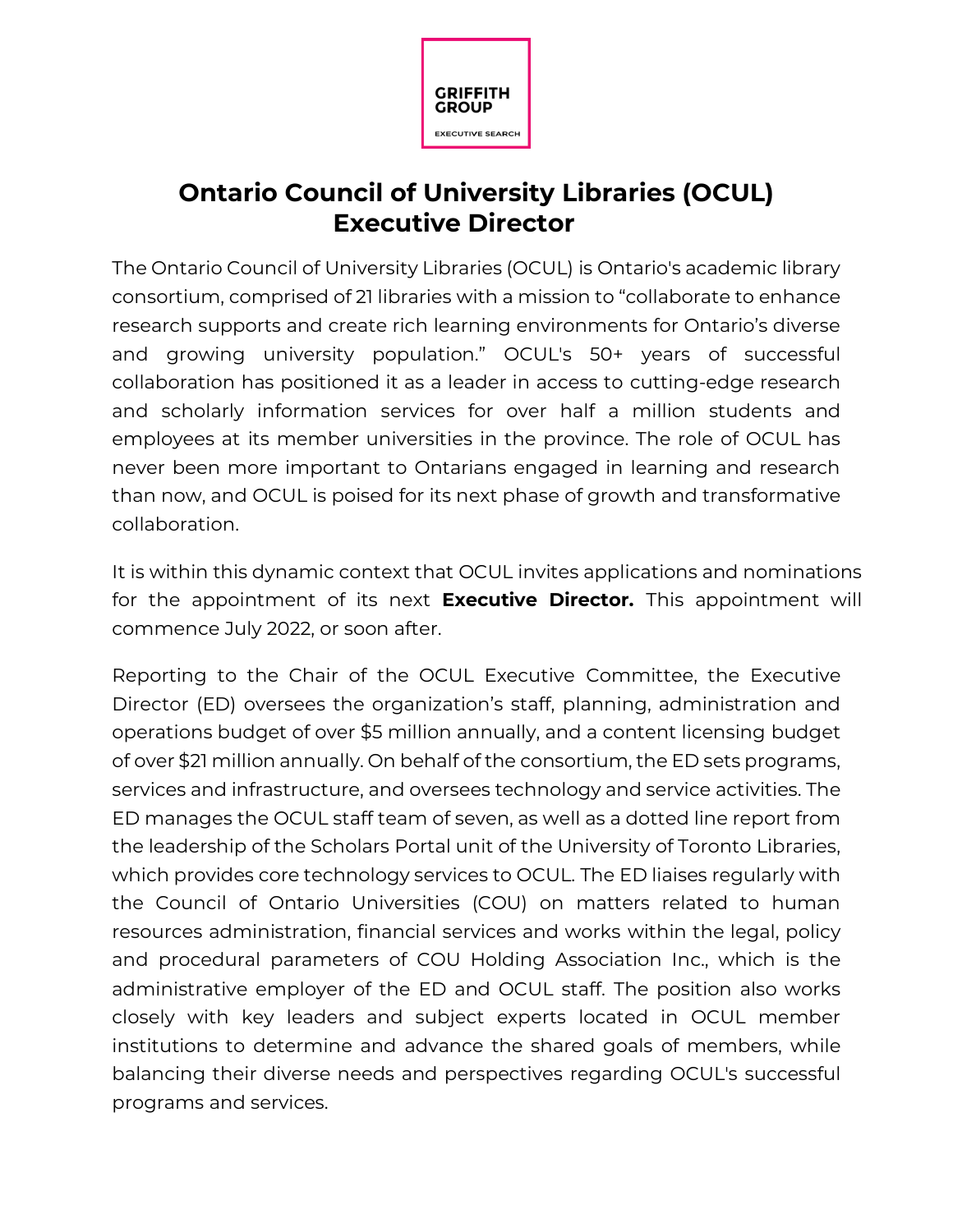GRIFFITH GROUP

EXECUTIVE SEARCH

# Ontario Council of University Libraries (OCUL) Executive Director

The Ontario Council of University Libraries (OCUL) is Ontario's academic library consortium, comprised of 21 libraries with a mission to "collaborate to enhance research supports and create rich learning environments for Ontario's diverse and growing university population." OCUL's 50+ years of successful collaboration has positioned it as a leader in access to cutting-edge research and scholarly information services for over half a million students and employees at its member universities in the province. The role of OCUL has never been more important to Ontarians engaged in learning and research than now, and OCUL is poised for its next phase of growth and transformative collaboration.

It is within this dynamic context that OCUL invites applications and nominations for the appointment of its next **Executive Director.** This appointment will commence July 2022, or soon after.

Reporting to the Chair of the OCUL Executive Committee, the Executive Director (ED) oversees the organization's staff, planning, administration and operations budget of over $5 million annually, and a content licensing budget of over $21 million annually. On behalf of the consortium, the ED sets programs, services and infrastructure, and oversees technology and service activities. The ED manages the OCUL staff team of seven, as well as a dotted line report from the leadership of the Scholars Portal unit of the University of Toronto Libraries, which provides core technology services to OCUL. The ED liaises regularly with the Council of Ontario Universities (COU) on matters related to human resources administration, financial services and works within the legal, policy and procedural parameters of COU Holding Association Inc., which is the administrative employer of the ED and OCUL staff. The position also works closely with key leaders and subject experts located in OCUL member institutions to determine and advance the shared goals of members, while balancing their diverse needs and perspectives regarding OCUL's successful programs and services.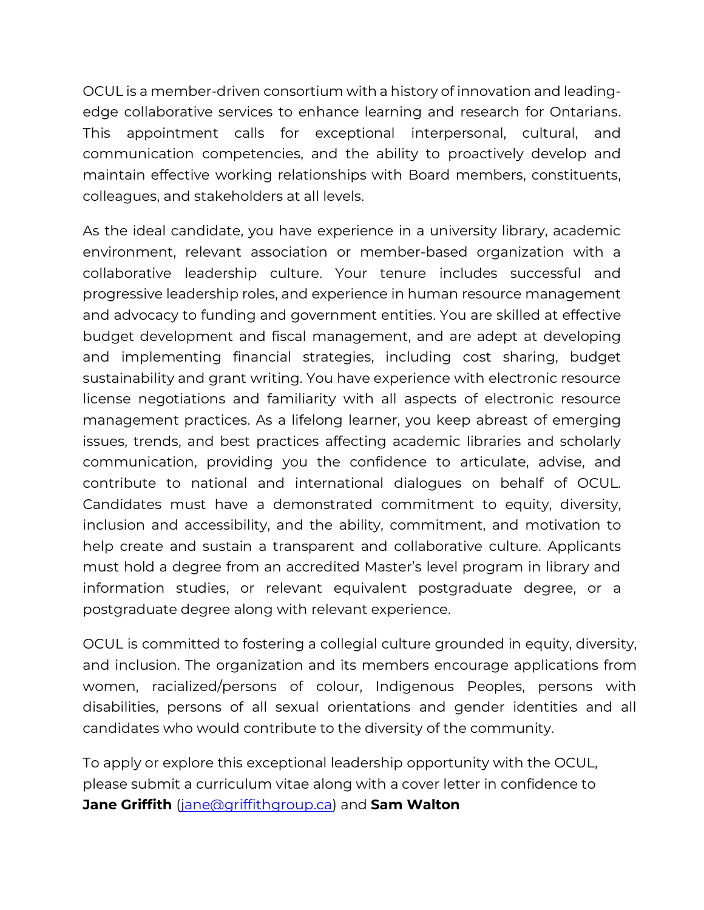OCUL is a member-driven consortium with a history of innovation and leading-edge collaborative services to enhance learning and research for Ontarians. This appointment calls for exceptional interpersonal, cultural, and communication competencies, and the ability to proactively develop and maintain effective working relationships with Board members, constituents, colleagues, and stakeholders at all levels.

As the ideal candidate, you have experience in a university library, academic environment, relevant association or member-based organization with a collaborative leadership culture. Your tenure includes successful and progressive leadership roles, and experience in human resource management and advocacy to funding and government entities. You are skilled at effective budget development and fiscal management, and are adept at developing and implementing financial strategies, including cost sharing, budget sustainability and grant writing. You have experience with electronic resource license negotiations and familiarity with all aspects of electronic resource management practices. As a lifelong learner, you keep abreast of emerging issues, trends, and best practices affecting academic libraries and scholarly communication, providing you the confidence to articulate, advise, and contribute to national and international dialogues on behalf of OCUL. Candidates must have a demonstrated commitment to equity, diversity, inclusion and accessibility, and the ability, commitment, and motivation to help create and sustain a transparent and collaborative culture. Applicants must hold a degree from an accredited Master's level program in library and information studies, or relevant equivalent postgraduate degree, or a postgraduate degree along with relevant experience.

OCUL is committed to fostering a collegial culture grounded in equity, diversity, and inclusion. The organization and its members encourage applications from women, racialized/persons of colour, Indigenous Peoples, persons with disabilities, persons of all sexual orientations and gender identities and all candidates who would contribute to the diversity of the community.

To apply or explore this exceptional leadership opportunity with the OCUL, please submit a curriculum vitae along with a cover letter in confidence to **Jane Griffith** ([jane@griffithgroup.ca](mailto:jane@griffithgroup.ca)) and **Sam Walton**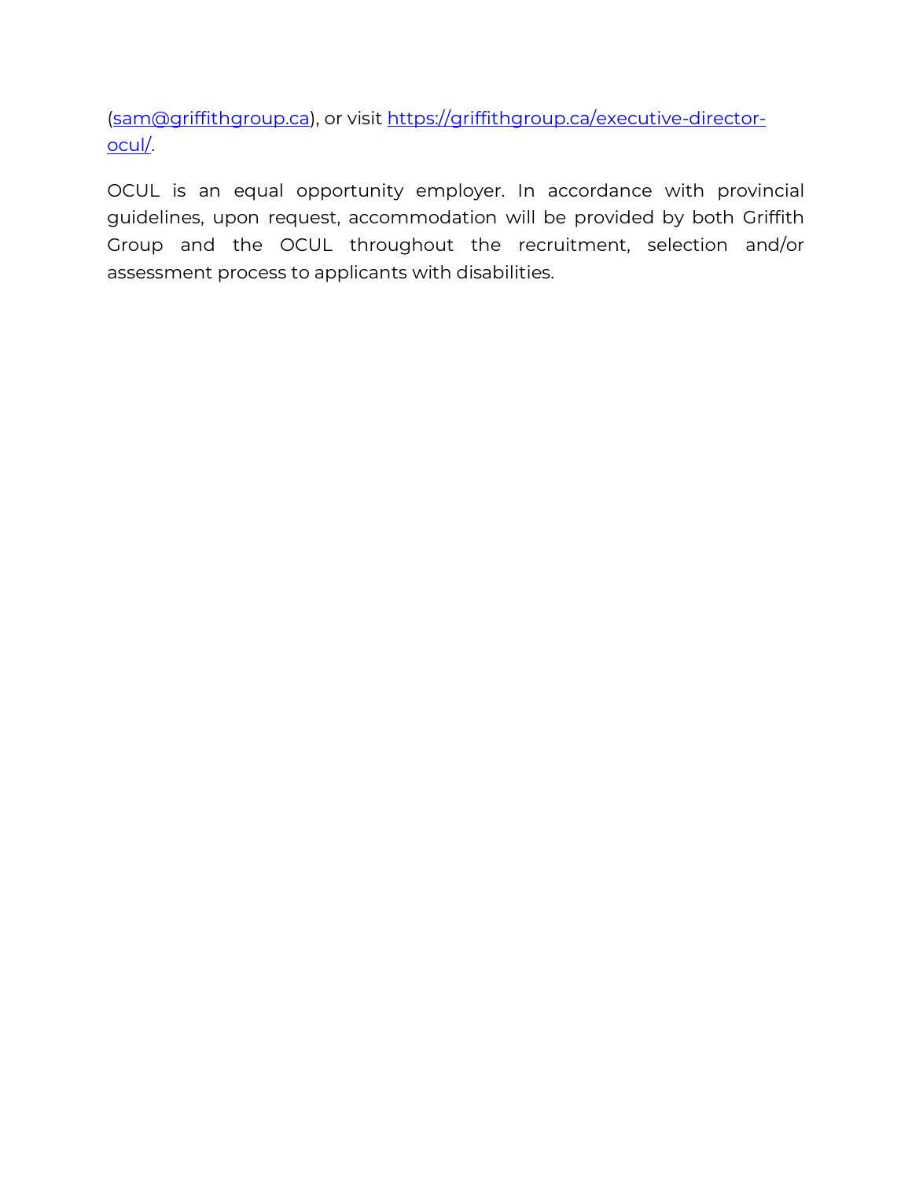(sam@griffithgroup.ca), or visit https://griffithgroup.ca/executive-director-ocul/.

OCUL is an equal opportunity employer. In accordance with provincial guidelines, upon request, accommodation will be provided by both Griffith Group and the OCUL throughout the recruitment, selection and/or assessment process to applicants with disabilities.